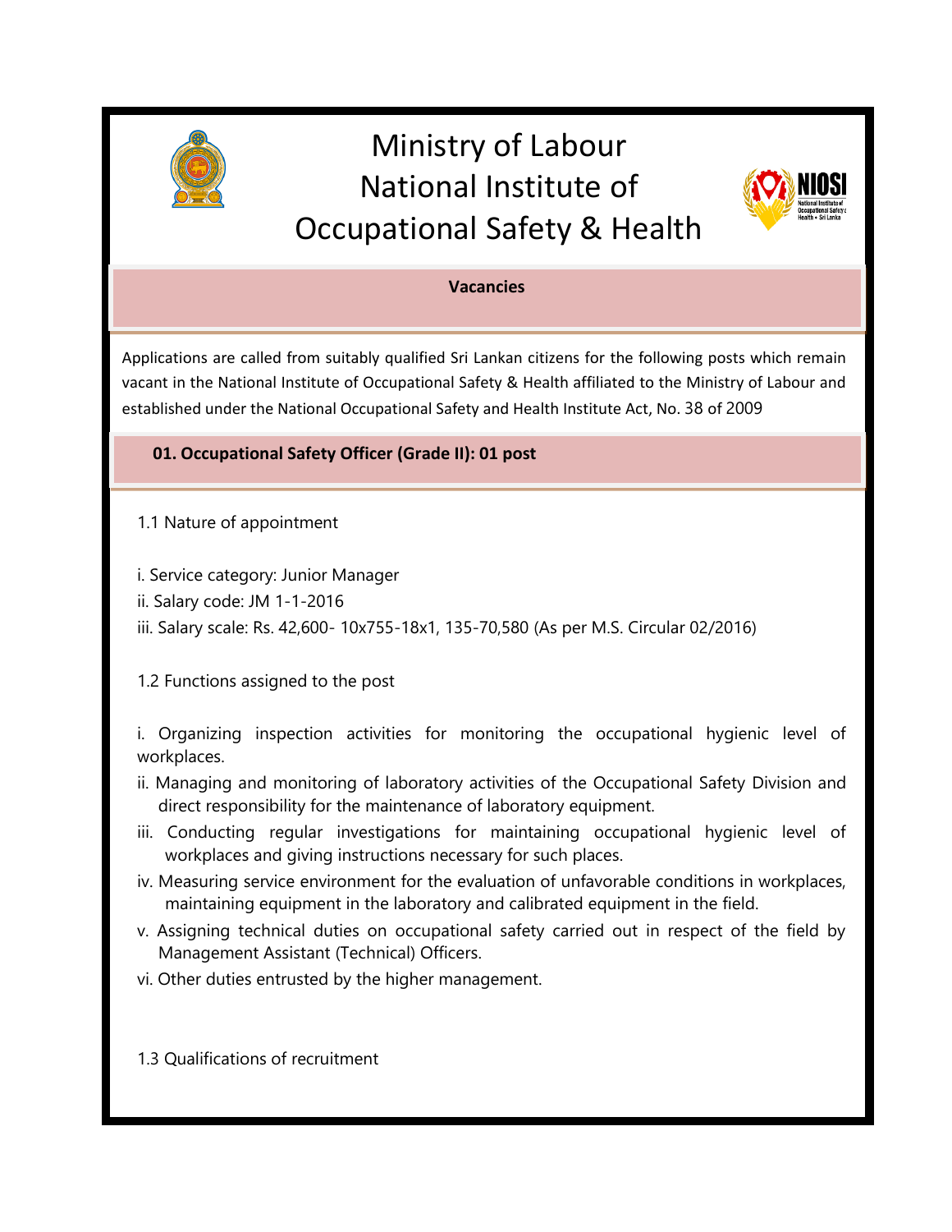# Ministry of Labour
# National Institute of Occupational Safety & Health

## Vacancies

Applications are called from suitably qualified Sri Lankan citizens for the following posts which remain vacant in the National Institute of Occupational Safety & Health affiliated to the Ministry of Labour and established under the National Occupational Safety and Health Institute Act, No. 38 of 2009

## 01. Occupational Safety Officer (Grade II): 01 post

1.1 Nature of appointment

i. Service category: Junior Manager
ii. Salary code: JM 1-1-2016
iii. Salary scale: Rs. 42,600- 10x755-18x1, 135-70,580 (As per M.S. Circular 02/2016)

1.2 Functions assigned to the post

i. Organizing inspection activities for monitoring the occupational hygienic level of workplaces.
ii. Managing and monitoring of laboratory activities of the Occupational Safety Division and direct responsibility for the maintenance of laboratory equipment.
iii. Conducting regular investigations for maintaining occupational hygienic level of workplaces and giving instructions necessary for such places.
iv. Measuring service environment for the evaluation of unfavorable conditions in workplaces, maintaining equipment in the laboratory and calibrated equipment in the field.
v. Assigning technical duties on occupational safety carried out in respect of the field by Management Assistant (Technical) Officers.
vi. Other duties entrusted by the higher management.

1.3 Qualifications of recruitment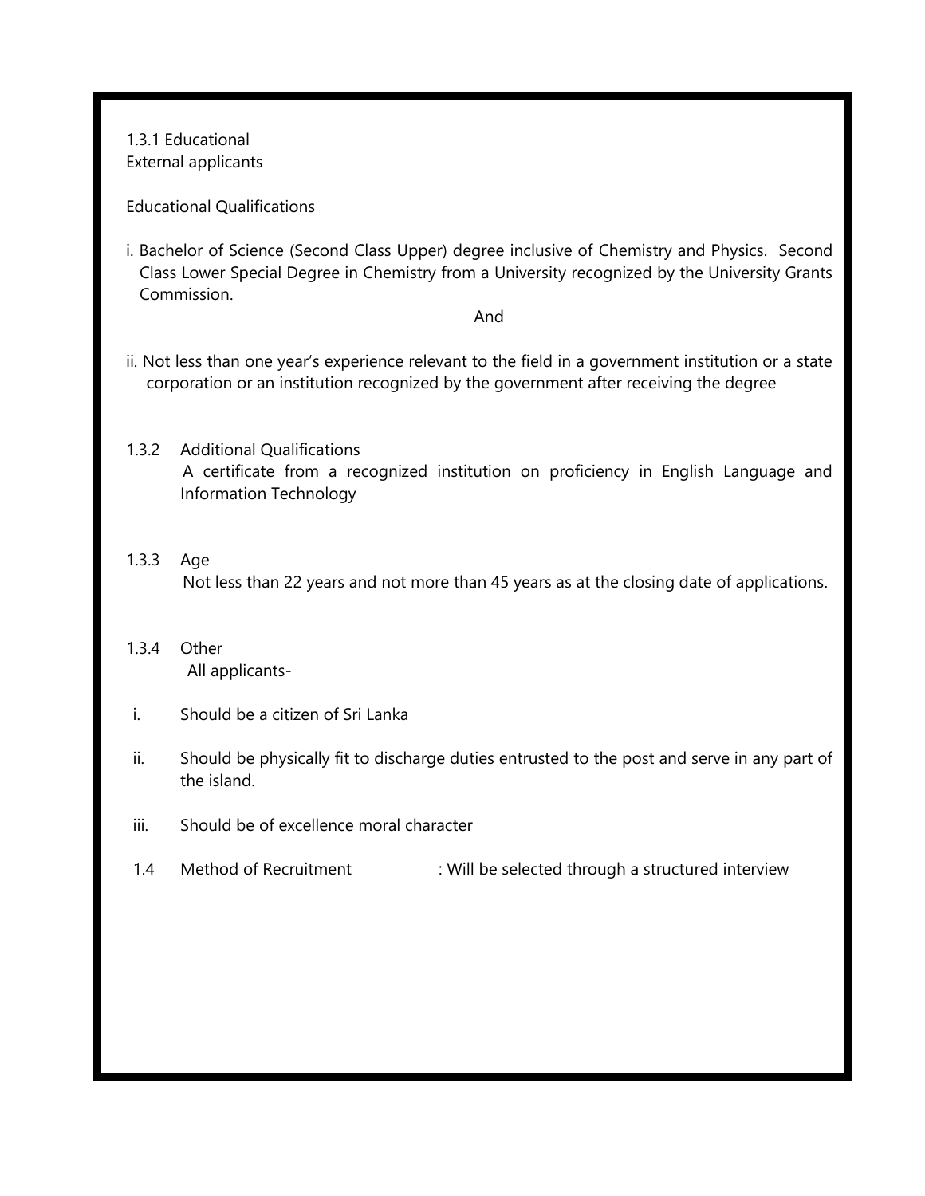1.3.1 Educational
External applicants

Educational Qualifications

i. Bachelor of Science (Second Class Upper) degree inclusive of Chemistry and Physics. Second Class Lower Special Degree in Chemistry from a University recognized by the University Grants Commission.

And

ii. Not less than one year's experience relevant to the field in a government institution or a state corporation or an institution recognized by the government after receiving the degree

1.3.2 Additional Qualifications
A certificate from a recognized institution on proficiency in English Language and Information Technology

1.3.3 Age
Not less than 22 years and not more than 45 years as at the closing date of applications.

1.3.4 Other
All applicants-

i. Should be a citizen of Sri Lanka

ii. Should be physically fit to discharge duties entrusted to the post and serve in any part of the island.

iii. Should be of excellence moral character

1.4 Method of Recruitment : Will be selected through a structured interview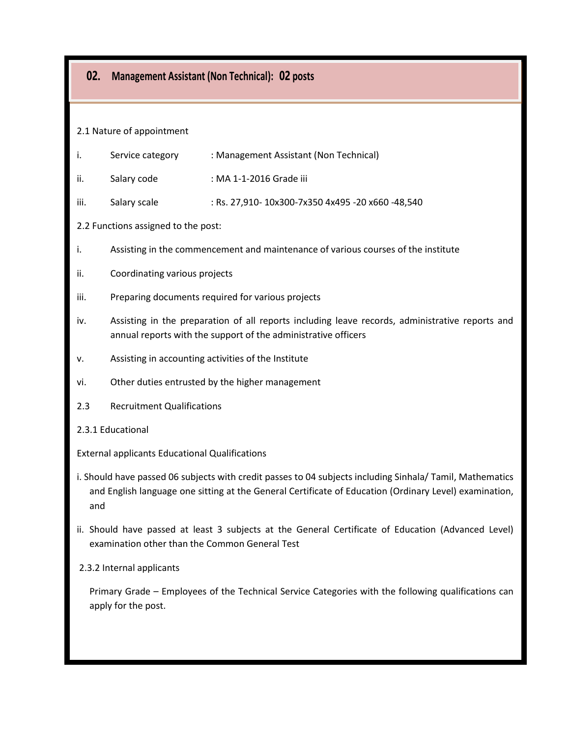## 02. Management Assistant (Non Technical): 02 posts

2.1 Nature of appointment

i. Service category : Management Assistant (Non Technical)

ii. Salary code : MA 1-1-2016 Grade iii

iii. Salary scale : Rs. 27,910- 10x300-7x350 4x495 -20 x660 -48,540

2.2 Functions assigned to the post:

i. Assisting in the commencement and maintenance of various courses of the institute

ii. Coordinating various projects

iii. Preparing documents required for various projects

iv. Assisting in the preparation of all reports including leave records, administrative reports and annual reports with the support of the administrative officers

v. Assisting in accounting activities of the Institute

vi. Other duties entrusted by the higher management

2.3 Recruitment Qualifications

2.3.1 Educational

External applicants Educational Qualifications

i. Should have passed 06 subjects with credit passes to 04 subjects including Sinhala/ Tamil, Mathematics and English language one sitting at the General Certificate of Education (Ordinary Level) examination, and

ii. Should have passed at least 3 subjects at the General Certificate of Education (Advanced Level) examination other than the Common General Test

2.3.2 Internal applicants

Primary Grade – Employees of the Technical Service Categories with the following qualifications can apply for the post.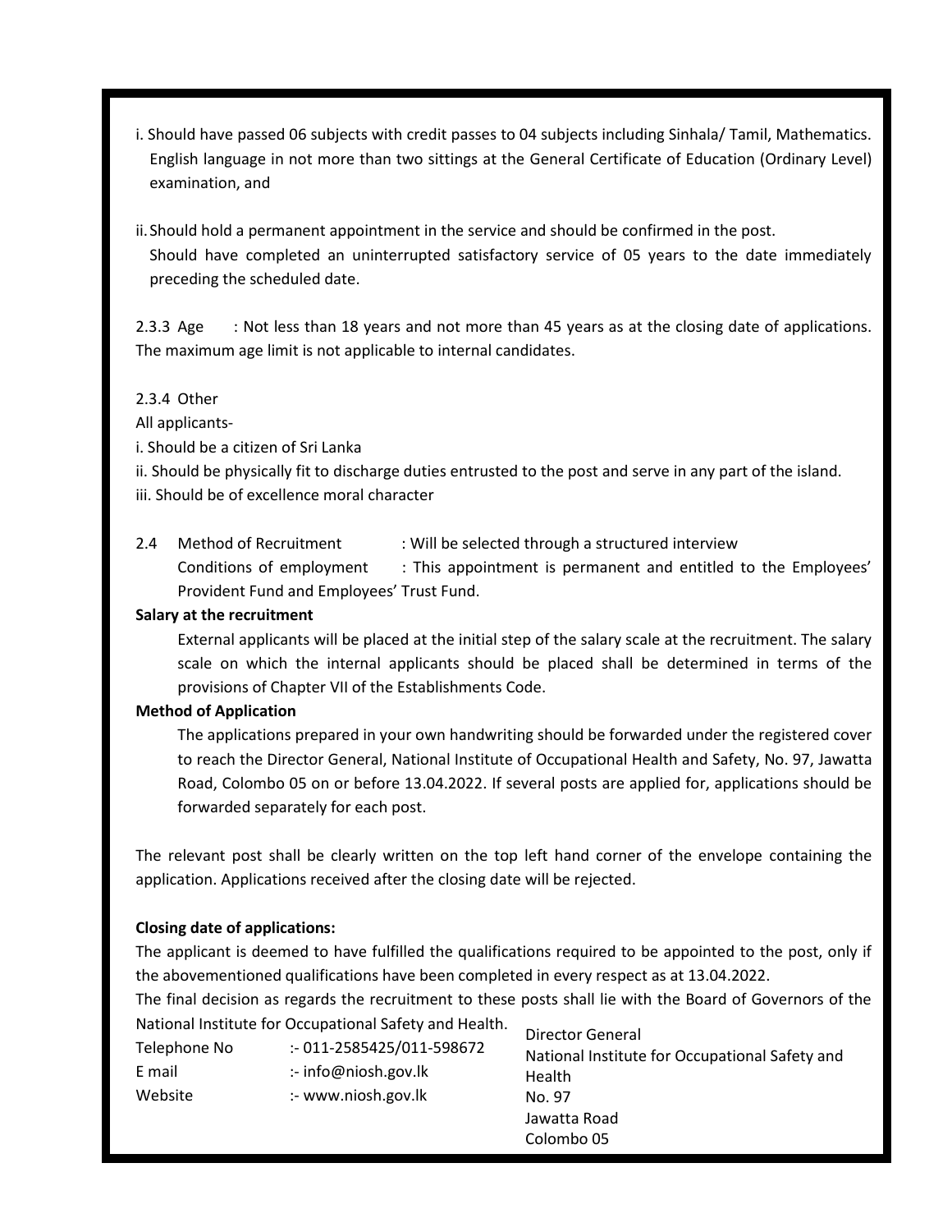i. Should have passed 06 subjects with credit passes to 04 subjects including Sinhala/ Tamil, Mathematics. English language in not more than two sittings at the General Certificate of Education (Ordinary Level) examination, and

ii. Should hold a permanent appointment in the service and should be confirmed in the post. Should have completed an uninterrupted satisfactory service of 05 years to the date immediately preceding the scheduled date.

2.3.3 Age : Not less than 18 years and not more than 45 years as at the closing date of applications. The maximum age limit is not applicable to internal candidates.

2.3.4 Other

All applicants-

i. Should be a citizen of Sri Lanka

ii. Should be physically fit to discharge duties entrusted to the post and serve in any part of the island.

iii. Should be of excellence moral character

2.4 Method of Recruitment : Will be selected through a structured interview

Conditions of employment : This appointment is permanent and entitled to the Employees' Provident Fund and Employees' Trust Fund.

**Salary at the recruitment**

External applicants will be placed at the initial step of the salary scale at the recruitment. The salary scale on which the internal applicants should be placed shall be determined in terms of the provisions of Chapter VII of the Establishments Code.

**Method of Application**

The applications prepared in your own handwriting should be forwarded under the registered cover to reach the Director General, National Institute of Occupational Health and Safety, No. 97, Jawatta Road, Colombo 05 on or before 13.04.2022. If several posts are applied for, applications should be forwarded separately for each post.

The relevant post shall be clearly written on the top left hand corner of the envelope containing the application. Applications received after the closing date will be rejected.

**Closing date of applications:**

The applicant is deemed to have fulfilled the qualifications required to be appointed to the post, only if the abovementioned qualifications have been completed in every respect as at 13.04.2022.

The final decision as regards the recruitment to these posts shall lie with the Board of Governors of the National Institute for Occupational Safety and Health.

Telephone No :- 011-2585425/011-598672

E mail :- info@niosh.gov.lk

Website :- www.niosh.gov.lk

Director General
National Institute for Occupational Safety and Health
No. 97
Jawatta Road
Colombo 05